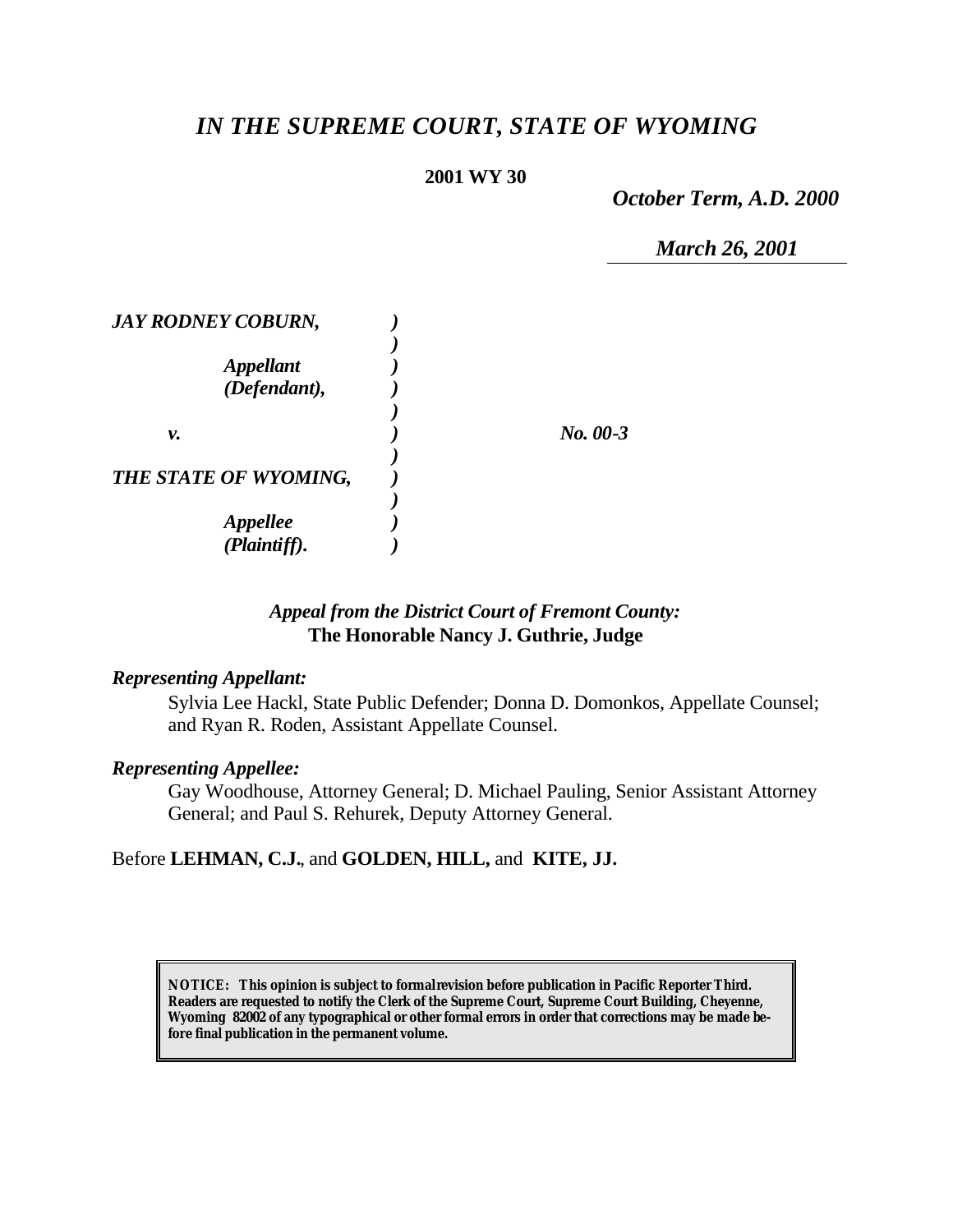# *IN THE SUPREME COURT, STATE OF WYOMING*

**2001 WY 30**

*October Term, A.D. 2000*

*March 26, 2001*

| | | |
|---|---|---|
| ***JAY RODNEY COBURN,*** | ***)*** | |
| | ***)*** | |
| ***Appellant*** | ***)*** | |
| ***(Defendant),*** | ***)*** | |
| | ***)*** | |
| ***v.*** | ***)*** | ***No. 00-3*** |
| | ***)*** | |
| ***THE STATE OF WYOMING,*** | ***)*** | |
| | ***)*** | |
| ***Appellee*** | ***)*** | |
| ***(Plaintiff).*** | ***)*** | |

*Appeal from the District Court of Fremont County:*
**The Honorable Nancy J. Guthrie, Judge**

***Representing Appellant:***

Sylvia Lee Hackl, State Public Defender; Donna D. Domonkos, Appellate Counsel; and Ryan R. Roden, Assistant Appellate Counsel.

***Representing Appellee:***

Gay Woodhouse, Attorney General; D. Michael Pauling, Senior Assistant Attorney General; and Paul S. Rehurek, Deputy Attorney General.

Before **LEHMAN, C.J.**, and **GOLDEN, HILL,** and **KITE, JJ.**

**NOTICE: This opinion is subject to formal revision before publication in Pacific Reporter Third. Readers are requested to notify the Clerk of the Supreme Court, Supreme Court Building, Cheyenne, Wyoming 82002 of any typographical or other formal errors in order that corrections may be made before final publication in the permanent volume.**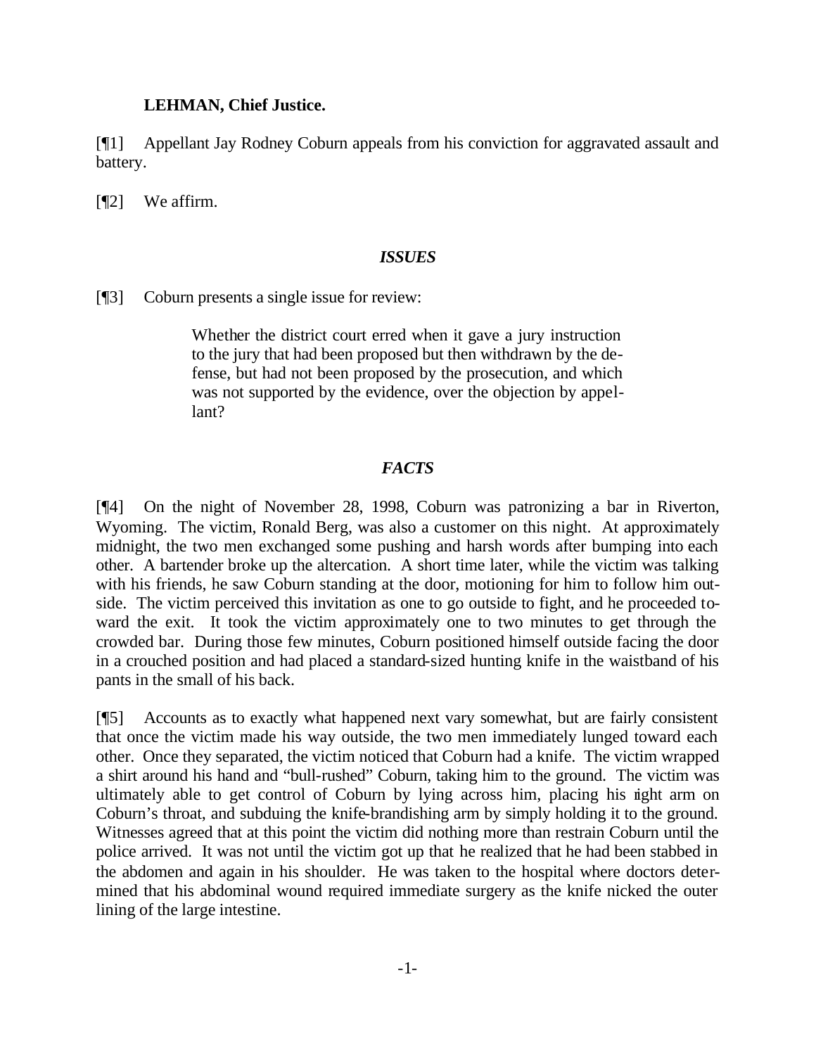**LEHMAN, Chief Justice.**

[¶1] Appellant Jay Rodney Coburn appeals from his conviction for aggravated assault and battery.

[¶2] We affirm.

## *ISSUES*

[¶3] Coburn presents a single issue for review:

> Whether the district court erred when it gave a jury instruction to the jury that had been proposed but then withdrawn by the defense, but had not been proposed by the prosecution, and which was not supported by the evidence, over the objection by appellant?

## *FACTS*

[¶4] On the night of November 28, 1998, Coburn was patronizing a bar in Riverton, Wyoming. The victim, Ronald Berg, was also a customer on this night. At approximately midnight, the two men exchanged some pushing and harsh words after bumping into each other. A bartender broke up the altercation. A short time later, while the victim was talking with his friends, he saw Coburn standing at the door, motioning for him to follow him outside. The victim perceived this invitation as one to go outside to fight, and he proceeded toward the exit. It took the victim approximately one to two minutes to get through the crowded bar. During those few minutes, Coburn positioned himself outside facing the door in a crouched position and had placed a standard-sized hunting knife in the waistband of his pants in the small of his back.

[¶5] Accounts as to exactly what happened next vary somewhat, but are fairly consistent that once the victim made his way outside, the two men immediately lunged toward each other. Once they separated, the victim noticed that Coburn had a knife. The victim wrapped a shirt around his hand and "bull-rushed" Coburn, taking him to the ground. The victim was ultimately able to get control of Coburn by lying across him, placing his right arm on Coburn's throat, and subduing the knife-brandishing arm by simply holding it to the ground. Witnesses agreed that at this point the victim did nothing more than restrain Coburn until the police arrived. It was not until the victim got up that he realized that he had been stabbed in the abdomen and again in his shoulder. He was taken to the hospital where doctors determined that his abdominal wound required immediate surgery as the knife nicked the outer lining of the large intestine.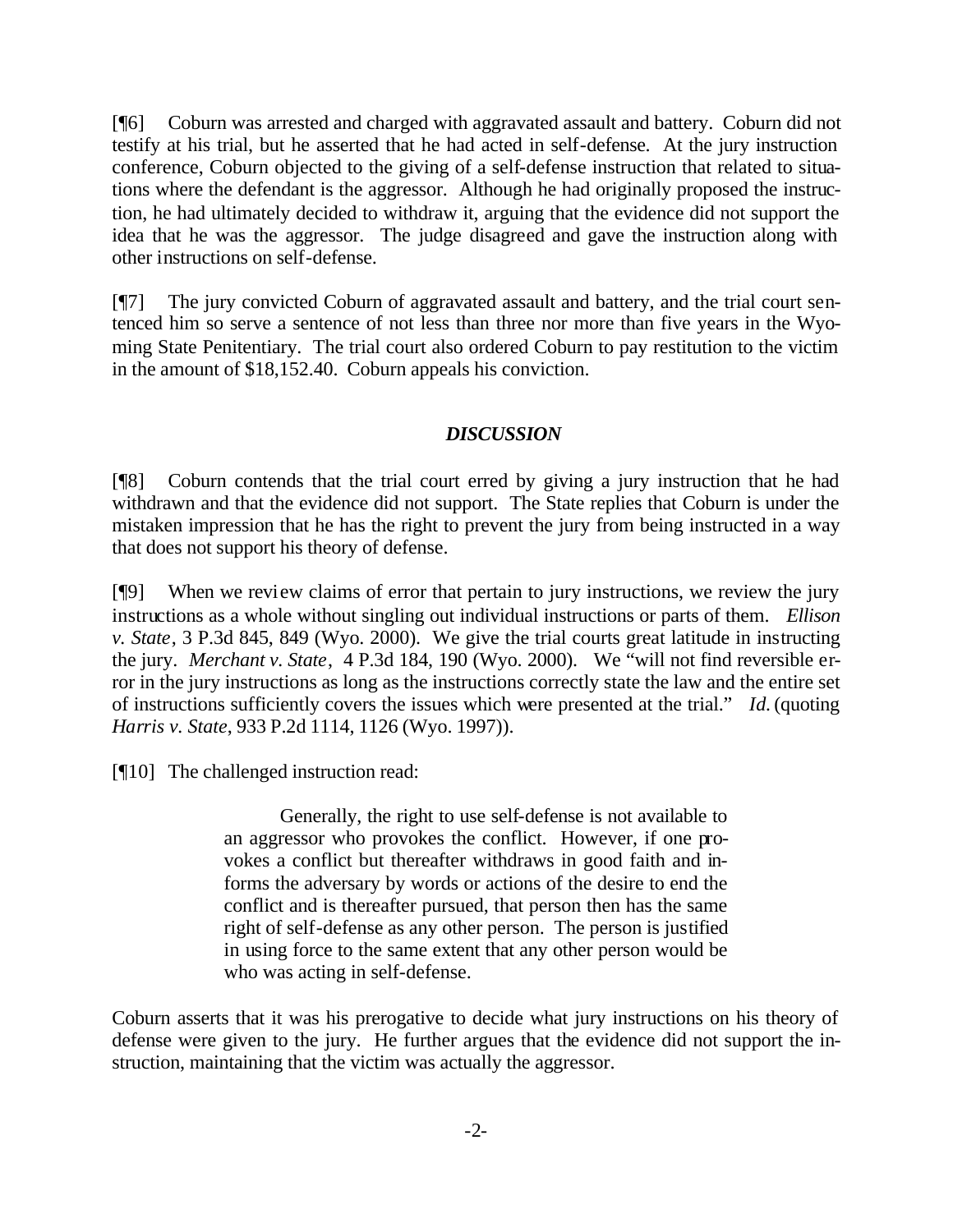[¶6] Coburn was arrested and charged with aggravated assault and battery. Coburn did not testify at his trial, but he asserted that he had acted in self-defense. At the jury instruction conference, Coburn objected to the giving of a self-defense instruction that related to situations where the defendant is the aggressor. Although he had originally proposed the instruction, he had ultimately decided to withdraw it, arguing that the evidence did not support the idea that he was the aggressor. The judge disagreed and gave the instruction along with other instructions on self-defense.

[¶7] The jury convicted Coburn of aggravated assault and battery, and the trial court sentenced him so serve a sentence of not less than three nor more than five years in the Wyoming State Penitentiary. The trial court also ordered Coburn to pay restitution to the victim in the amount of $18,152.40. Coburn appeals his conviction.

## *DISCUSSION*

[¶8] Coburn contends that the trial court erred by giving a jury instruction that he had withdrawn and that the evidence did not support. The State replies that Coburn is under the mistaken impression that he has the right to prevent the jury from being instructed in a way that does not support his theory of defense.

[¶9] When we review claims of error that pertain to jury instructions, we review the jury instructions as a whole without singling out individual instructions or parts of them. *Ellison v. State*, 3 P.3d 845, 849 (Wyo. 2000). We give the trial courts great latitude in instructing the jury. *Merchant v. State*, 4 P.3d 184, 190 (Wyo. 2000). We "will not find reversible error in the jury instructions as long as the instructions correctly state the law and the entire set of instructions sufficiently covers the issues which were presented at the trial." *Id.* (quoting *Harris v. State*, 933 P.2d 1114, 1126 (Wyo. 1997)).

[¶10] The challenged instruction read:

> Generally, the right to use self-defense is not available to an aggressor who provokes the conflict. However, if one provokes a conflict but thereafter withdraws in good faith and informs the adversary by words or actions of the desire to end the conflict and is thereafter pursued, that person then has the same right of self-defense as any other person. The person is justified in using force to the same extent that any other person would be who was acting in self-defense.

Coburn asserts that it was his prerogative to decide what jury instructions on his theory of defense were given to the jury. He further argues that the evidence did not support the instruction, maintaining that the victim was actually the aggressor.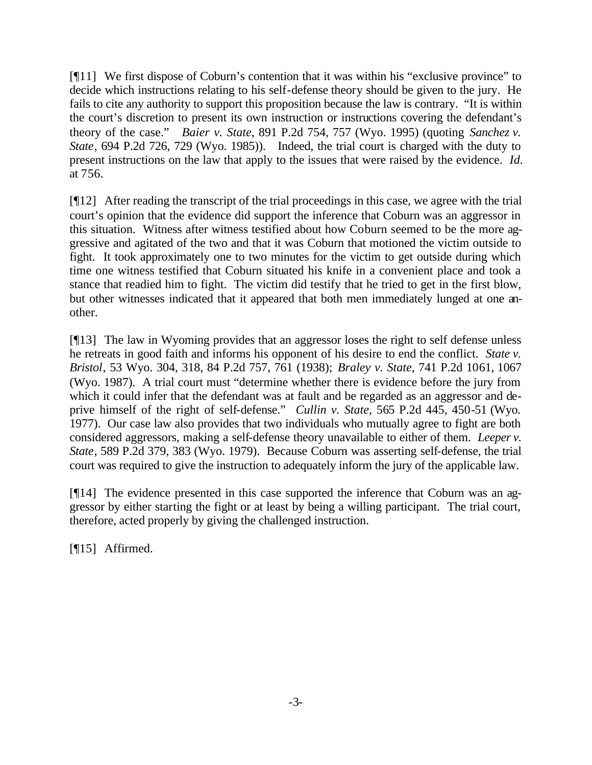[¶11] We first dispose of Coburn's contention that it was within his "exclusive province" to decide which instructions relating to his self-defense theory should be given to the jury. He fails to cite any authority to support this proposition because the law is contrary. "It is within the court's discretion to present its own instruction or instructions covering the defendant's theory of the case." *Baier v. State*, 891 P.2d 754, 757 (Wyo. 1995) (quoting *Sanchez v. State*, 694 P.2d 726, 729 (Wyo. 1985)). Indeed, the trial court is charged with the duty to present instructions on the law that apply to the issues that were raised by the evidence. *Id*. at 756.

[¶12] After reading the transcript of the trial proceedings in this case, we agree with the trial court's opinion that the evidence did support the inference that Coburn was an aggressor in this situation. Witness after witness testified about how Coburn seemed to be the more aggressive and agitated of the two and that it was Coburn that motioned the victim outside to fight. It took approximately one to two minutes for the victim to get outside during which time one witness testified that Coburn situated his knife in a convenient place and took a stance that readied him to fight. The victim did testify that he tried to get in the first blow, but other witnesses indicated that it appeared that both men immediately lunged at one another.

[¶13] The law in Wyoming provides that an aggressor loses the right to self defense unless he retreats in good faith and informs his opponent of his desire to end the conflict. *State v. Bristol*, 53 Wyo. 304, 318, 84 P.2d 757, 761 (1938); *Braley v. State*, 741 P.2d 1061, 1067 (Wyo. 1987). A trial court must "determine whether there is evidence before the jury from which it could infer that the defendant was at fault and be regarded as an aggressor and deprive himself of the right of self-defense." *Cullin v. State*, 565 P.2d 445, 450-51 (Wyo. 1977). Our case law also provides that two individuals who mutually agree to fight are both considered aggressors, making a self-defense theory unavailable to either of them. *Leeper v. State*, 589 P.2d 379, 383 (Wyo. 1979). Because Coburn was asserting self-defense, the trial court was required to give the instruction to adequately inform the jury of the applicable law.

[¶14] The evidence presented in this case supported the inference that Coburn was an aggressor by either starting the fight or at least by being a willing participant. The trial court, therefore, acted properly by giving the challenged instruction.

[¶15] Affirmed.